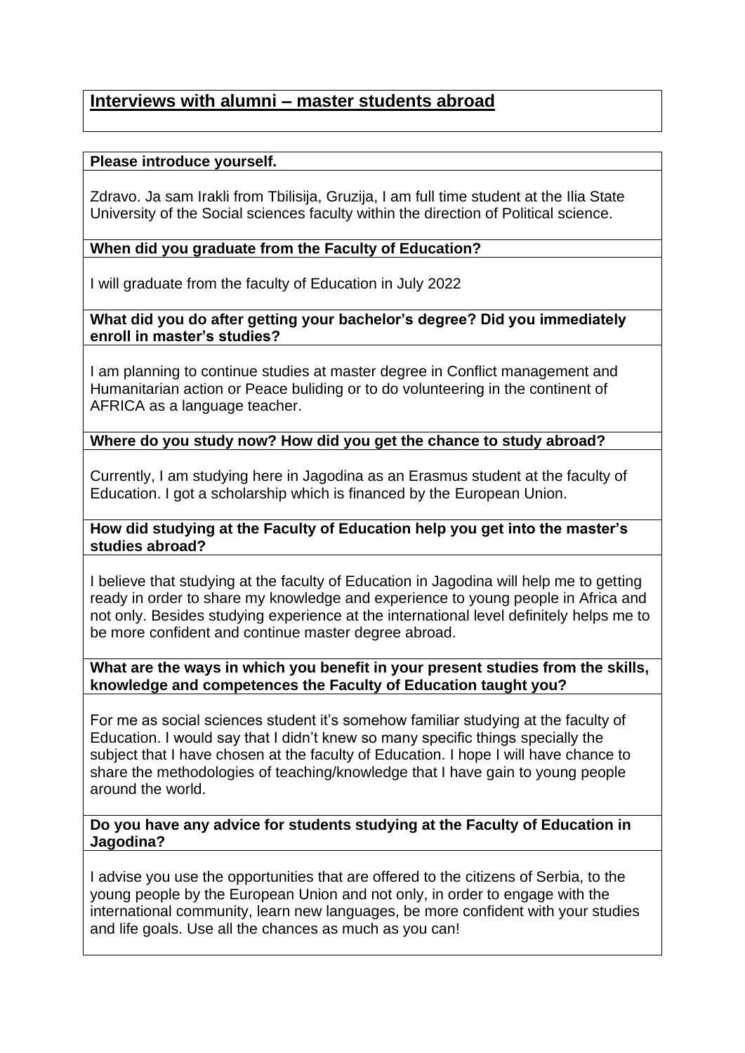## Interviews with alumni – master students abroad

**Please introduce yourself.**

Zdravo. Ja sam Irakli from Tbilisija, Gruzija, I am full time student at the Ilia State University of the Social sciences faculty within the direction of Political science.

**When did you graduate from the Faculty of Education?**

I will graduate from the faculty of Education in July 2022

**What did you do after getting your bachelor's degree? Did you immediately enroll in master's studies?**

I am planning to continue studies at master degree in Conflict management and Humanitarian action or Peace buliding or to do volunteering in the continent of AFRICA as a language teacher.

**Where do you study now? How did you get the chance to study abroad?**

Currently, I am studying here in Jagodina as an Erasmus student at the faculty of Education. I got a scholarship which is financed by the European Union.

**How did studying at the Faculty of Education help you get into the master's studies abroad?**

I believe that studying at the faculty of Education in Jagodina will help me to getting ready in order to share my knowledge and experience to young people in Africa and not only. Besides studying experience at the international level definitely helps me to be more confident and continue master degree abroad.

**What are the ways in which you benefit in your present studies from the skills, knowledge and competences the Faculty of Education taught you?**

For me as social sciences student it's somehow familiar studying at the faculty of Education. I would say that I didn't knew so many specific things specially the subject that I have chosen at the faculty of Education. I hope I will have chance to share the methodologies of teaching/knowledge that I have gain to young people around the world.

**Do you have any advice for students studying at the Faculty of Education in Jagodina?**

I advise you use the opportunities that are offered to the citizens of Serbia, to the young people by the European Union and not only, in order to engage with the international community, learn new languages, be more confident with your studies and life goals. Use all the chances as much as you can!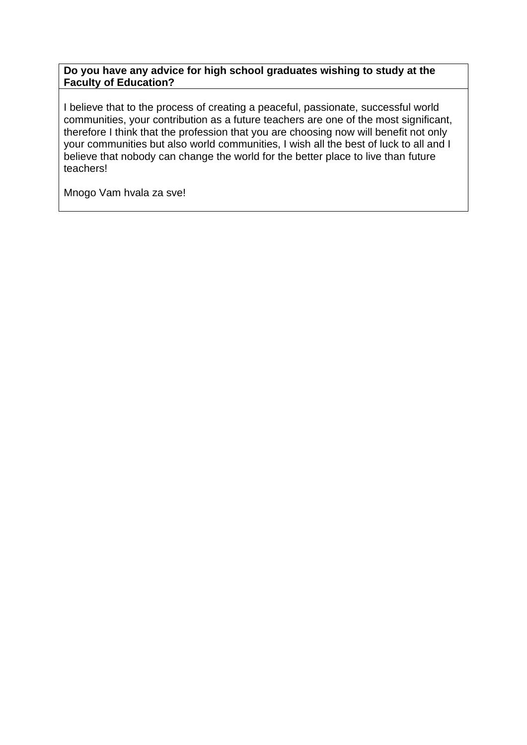| **Do you have any advice for high school graduates wishing to study at the Faculty of Education?** |
| --- |
| I believe that to the process of creating a peaceful, passionate, successful world communities, your contribution as a future teachers are one of the most significant, therefore I think that the profession that you are choosing now will benefit not only your communities but also world communities, I wish all the best of luck to all and I believe that nobody can change the world for the better place to live than future teachers!<br><br>Mnogo Vam hvala za sve! |